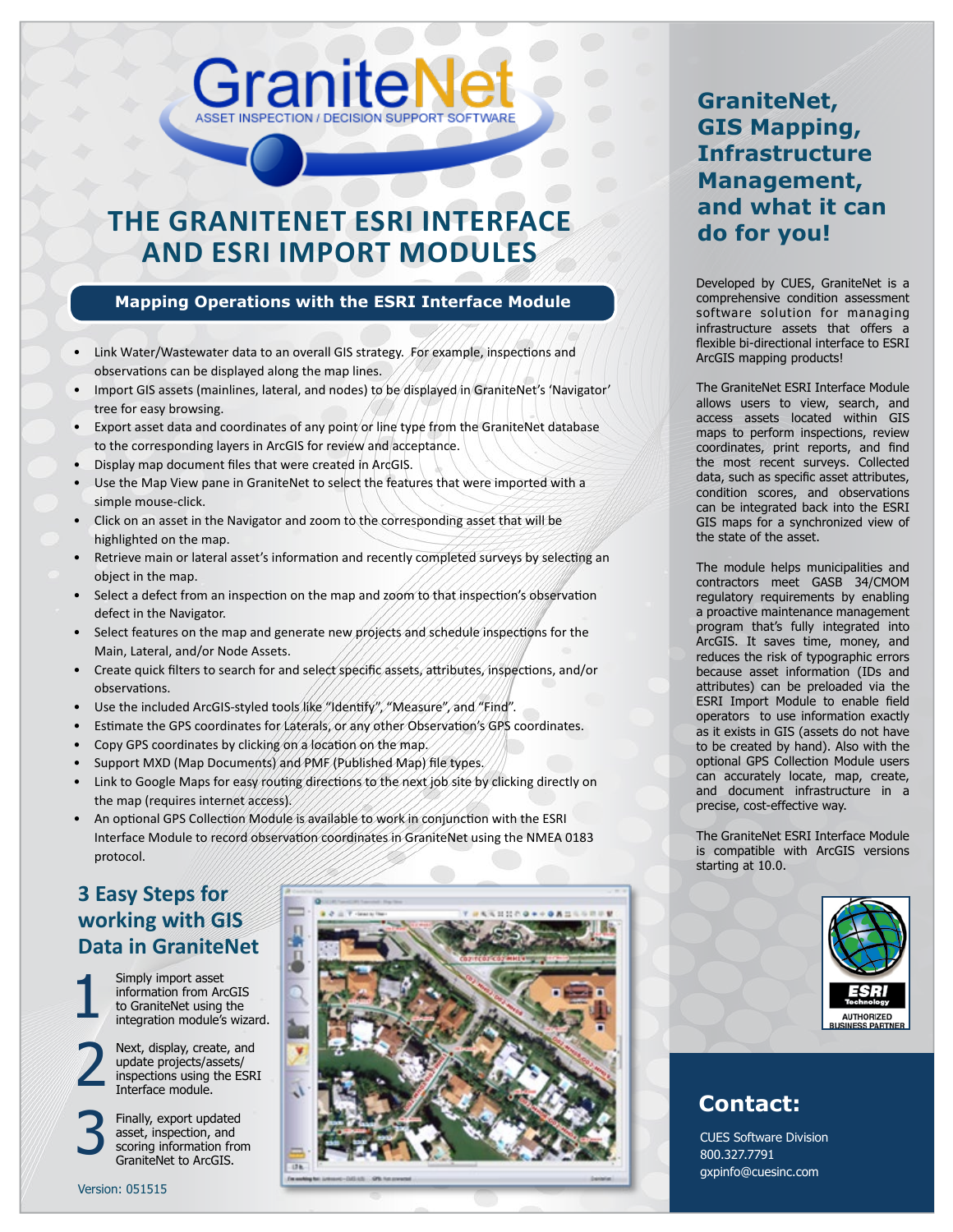# GraniteNet

ASSET INSPECTION / DECISION SUPPORT SOFTWARE

# THE GRANITENET ESRI INTERFACE AND ESRI IMPORT MODULES

## Mapping Operations with the ESRI Interface Module

- Link Water/Wastewater data to an overall GIS strategy. For example, inspections and observations can be displayed along the map lines.
- Import GIS assets (mainlines, lateral, and nodes) to be displayed in GraniteNet's 'Navigator' tree for easy browsing.
- Export asset data and coordinates of any point or line type from the GraniteNet database to the corresponding layers in ArcGIS for review and acceptance.
- Display map document files that were created in ArcGIS.
- Use the Map View pane in GraniteNet to select the features that were imported with a simple mouse-click.
- Click on an asset in the Navigator and zoom to the corresponding asset that will be highlighted on the map.
- Retrieve main or lateral asset's information and recently completed surveys by selecting an object in the map.
- Select a defect from an inspection on the map and zoom to that inspection's observation defect in the Navigator.
- Select features on the map and generate new projects and schedule inspections for the Main, Lateral, and/or Node Assets.
- Create quick filters to search for and select specific assets, attributes, inspections, and/or observations.
- Use the included ArcGIS-styled tools like "Identify", "Measure", and "Find".
- Estimate the GPS coordinates for Laterals, or any other Observation's GPS coordinates.
- Copy GPS coordinates by clicking on a location on the map.
- Support MXD (Map Documents) and PMF (Published Map) file types.
- Link to Google Maps for easy routing directions to the next job site by clicking directly on the map (requires internet access).
- An optional GPS Collection Module is available to work in conjunction with the ESRI Interface Module to record observation coordinates in GraniteNet using the NMEA 0183 protocol.

## 3 Easy Steps for working with GIS Data in GraniteNet

1. Simply import asset information from ArcGIS to GraniteNet using the integration module's wizard.
2. Next, display, create, and update projects/assets/inspections using the ESRI Interface module.
3. Finally, export updated asset, inspection, and scoring information from GraniteNet to ArcGIS.

Version: 051515

## GraniteNet, GIS Mapping, Infrastructure Management, and what it can do for you!

Developed by CUES, GraniteNet is a comprehensive condition assessment software solution for managing infrastructure assets that offers a flexible bi-directional interface to ESRI ArcGIS mapping products!

The GraniteNet ESRI Interface Module allows users to view, search, and access assets located within GIS maps to perform inspections, review coordinates, print reports, and find the most recent surveys. Collected data, such as specific asset attributes, condition scores, and observations can be integrated back into the ESRI GIS maps for a synchronized view of the state of the asset.

The module helps municipalities and contractors meet GASB 34/CMOM regulatory requirements by enabling a proactive maintenance management program that's fully integrated into ArcGIS. It saves time, money, and reduces the risk of typographic errors because asset information (IDs and attributes) can be preloaded via the ESRI Import Module to enable field operators to use information exactly as it exists in GIS (assets do not have to be created by hand). Also with the optional GPS Collection Module users can accurately locate, map, create, and document infrastructure in a precise, cost-effective way.

The GraniteNet ESRI Interface Module is compatible with ArcGIS versions starting at 10.0.

ESRI Technology AUTHORIZED BUSINESS PARTNER

## Contact:

CUES Software Division
800.327.7791
gxpinfo@cuesinc.com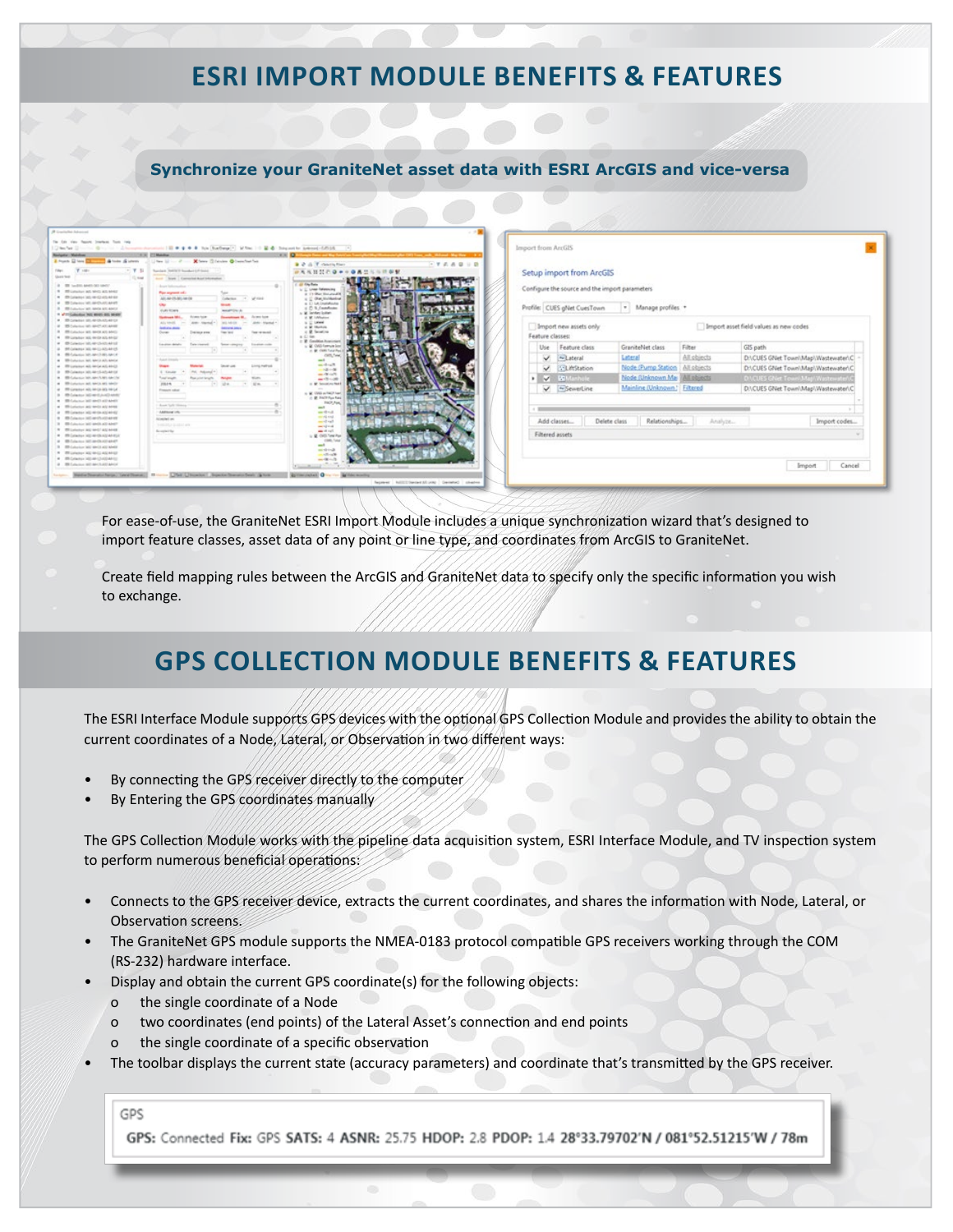## ESRI IMPORT MODULE BENEFITS & FEATURES

**Synchronize your GraniteNet asset data with ESRI ArcGIS and vice-versa**

For ease-of-use, the GraniteNet ESRI Import Module includes a unique synchronization wizard that's designed to import feature classes, asset data of any point or line type, and coordinates from ArcGIS to GraniteNet.

Create field mapping rules between the ArcGIS and GraniteNet data to specify only the specific information you wish to exchange.

## GPS COLLECTION MODULE BENEFITS & FEATURES

The ESRI Interface Module supports GPS devices with the optional GPS Collection Module and provides the ability to obtain the current coordinates of a Node, Lateral, or Observation in two different ways:

- By connecting the GPS receiver directly to the computer
- By Entering the GPS coordinates manually

The GPS Collection Module works with the pipeline data acquisition system, ESRI Interface Module, and TV inspection system to perform numerous beneficial operations:

- Connects to the GPS receiver device, extracts the current coordinates, and shares the information with Node, Lateral, or Observation screens.
- The GraniteNet GPS module supports the NMEA-0183 protocol compatible GPS receivers working through the COM (RS-232) hardware interface.
- Display and obtain the current GPS coordinate(s) for the following objects:
  - the single coordinate of a Node
  - two coordinates (end points) of the Lateral Asset's connection and end points
  - the single coordinate of a specific observation
- The toolbar displays the current state (accuracy parameters) and coordinate that's transmitted by the GPS receiver.

GPS

**GPS:** Connected **Fix:** GPS **SATS:** 4 **ASNR:** 25.75 **HDOP:** 2.8 **PDOP:** 1.4 **28°33.79702'N / 081°52.51215'W / 78m**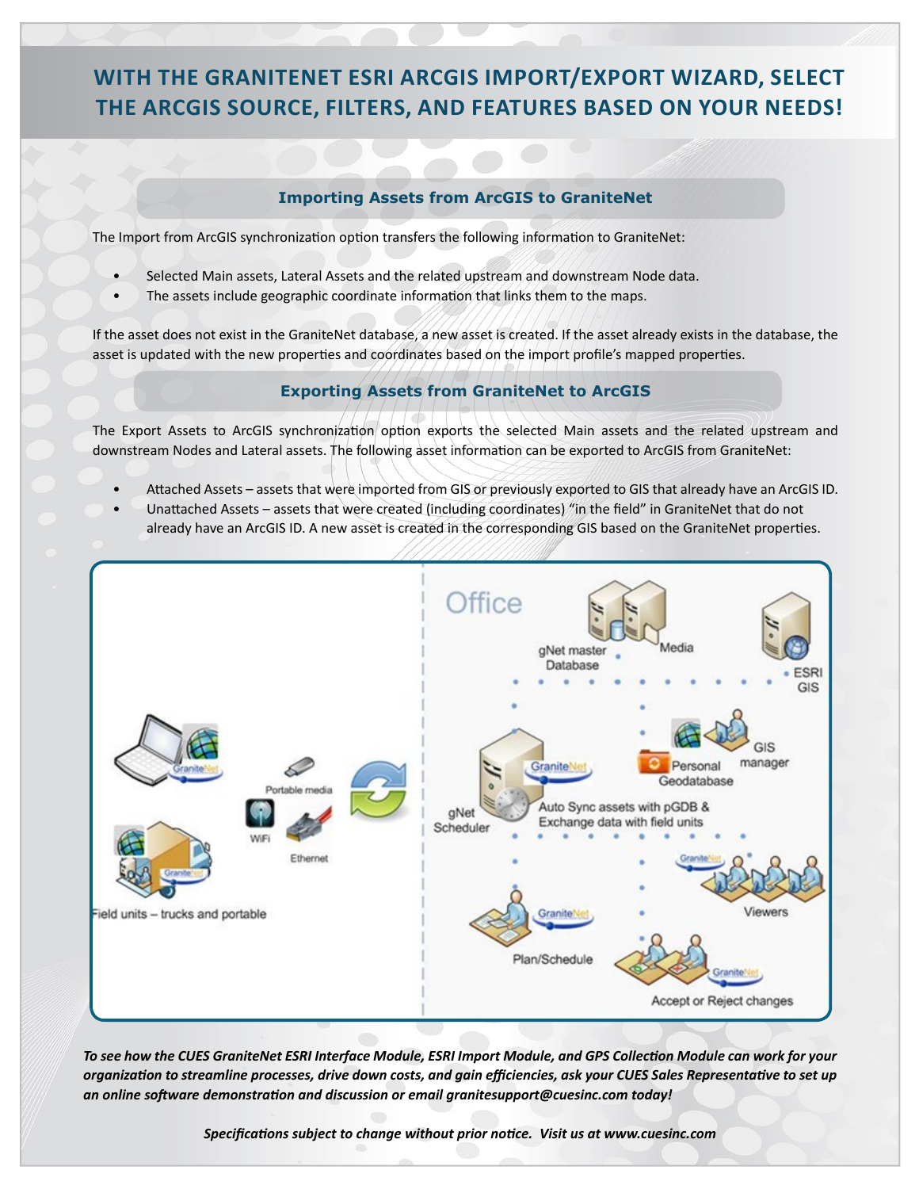# WITH THE GRANITENET ESRI ARCGIS IMPORT/EXPORT WIZARD, SELECT THE ARCGIS SOURCE, FILTERS, AND FEATURES BASED ON YOUR NEEDS!

## Importing Assets from ArcGIS to GraniteNet

The Import from ArcGIS synchronization option transfers the following information to GraniteNet:

- Selected Main assets, Lateral Assets and the related upstream and downstream Node data.
- The assets include geographic coordinate information that links them to the maps.

If the asset does not exist in the GraniteNet database, a new asset is created. If the asset already exists in the database, the asset is updated with the new properties and coordinates based on the import profile's mapped properties.

## Exporting Assets from GraniteNet to ArcGIS

The Export Assets to ArcGIS synchronization option exports the selected Main assets and the related upstream and downstream Nodes and Lateral assets. The following asset information can be exported to ArcGIS from GraniteNet:

- Attached Assets – assets that were imported from GIS or previously exported to GIS that already have an ArcGIS ID.
- Unattached Assets – assets that were created (including coordinates) "in the field" in GraniteNet that do not already have an ArcGIS ID. A new asset is created in the corresponding GIS based on the GraniteNet properties.

Office
gNet master Database
Media
ESRI GIS
GIS manager
Personal Geodatabase
gNet Scheduler
Auto Sync assets with pGDB & Exchange data with field units
Viewers
Plan/Schedule
Accept or Reject changes
Portable media
WiFi
Ethernet
Field units – trucks and portable

***To see how the CUES GraniteNet ESRI Interface Module, ESRI Import Module, and GPS Collection Module can work for your organization to streamline processes, drive down costs, and gain efficiencies, ask your CUES Sales Representative to set up an online software demonstration and discussion or email granitesupport@cuesinc.com today!***

***Specifications subject to change without prior notice. Visit us at www.cuesinc.com***